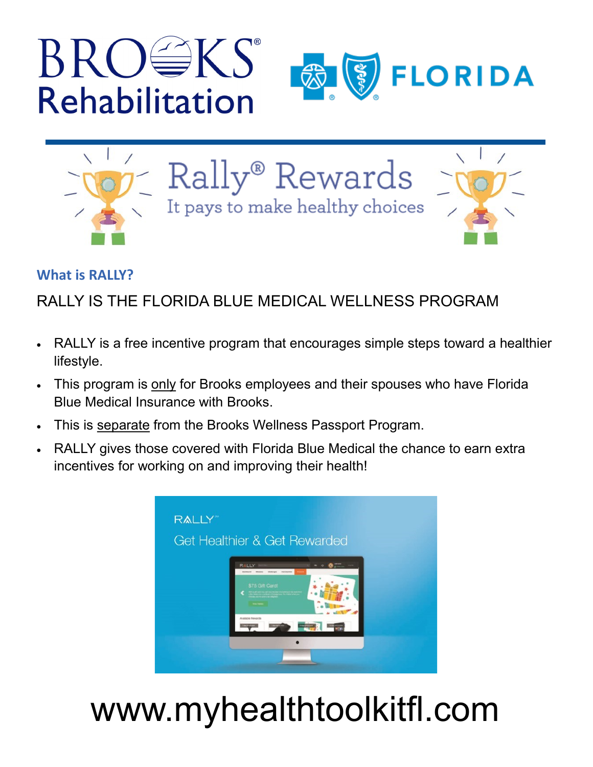BROOKS® Rehabilitation

FLORIDA

# Rally® Rewards

It pays to make healthy choices

## What is RALLY?

RALLY IS THE FLORIDA BLUE MEDICAL WELLNESS PROGRAM

- RALLY is a free incentive program that encourages simple steps toward a healthier lifestyle.
- This program is <u>only</u> for Brooks employees and their spouses who have Florida Blue Medical Insurance with Brooks.
- This is <u>separate</u> from the Brooks Wellness Passport Program.
- RALLY gives those covered with Florida Blue Medical the chance to earn extra incentives for working on and improving their health!

RALLY

Get Healthier & Get Rewarded

# www.myhealthtoolkitfl.com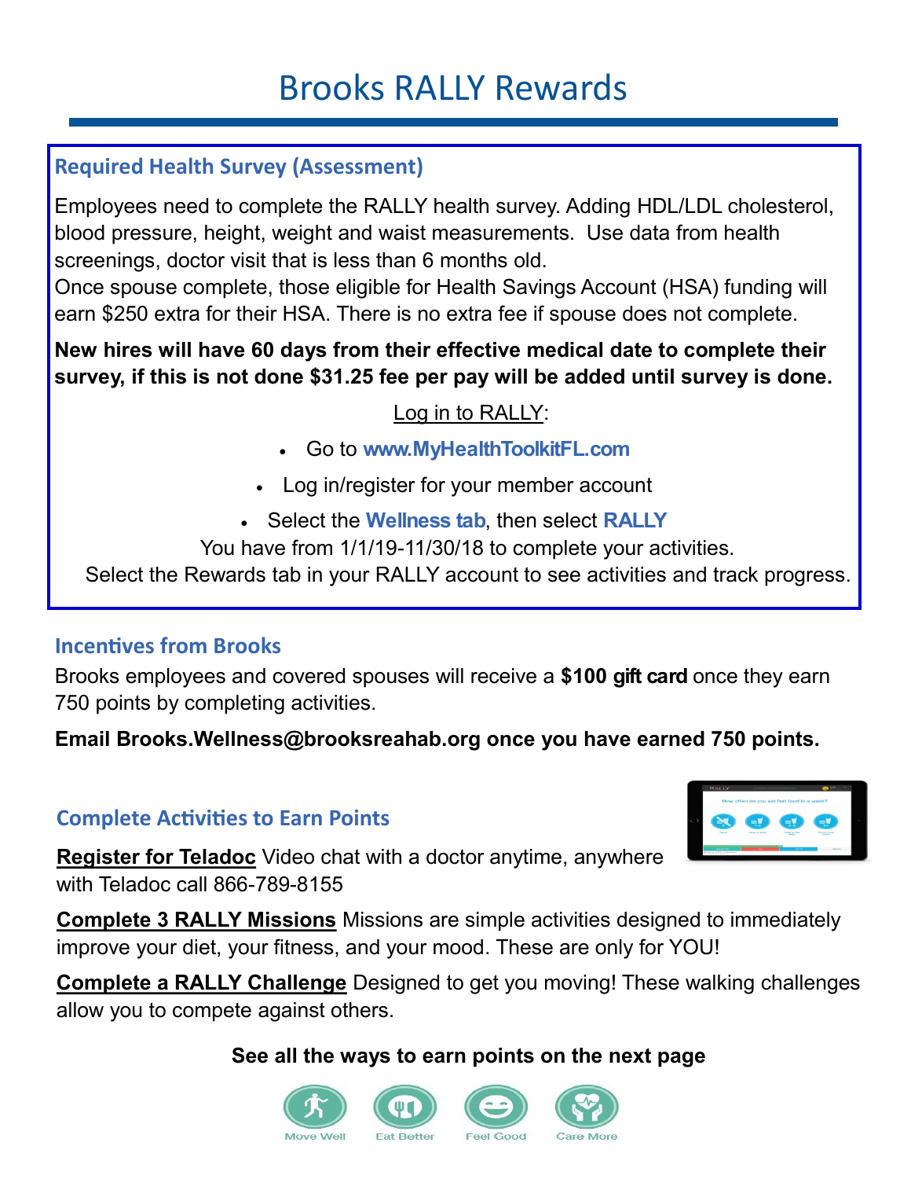# Brooks RALLY Rewards

## Required Health Survey (Assessment)

Employees need to complete the RALLY health survey. Adding HDL/LDL cholesterol, blood pressure, height, weight and waist measurements. Use data from health screenings, doctor visit that is less than 6 months old.
Once spouse complete, those eligible for Health Savings Account (HSA) funding will earn $250 extra for their HSA. There is no extra fee if spouse does not complete.

**New hires will have 60 days from their effective medical date to complete their survey, if this is not done $31.25 fee per pay will be added until survey is done.**

Log in to RALLY:

- Go to **www.MyHealthToolkitFL.com**
- Log in/register for your member account
- Select the **Wellness tab**, then select **RALLY**

You have from 1/1/19-11/30/18 to complete your activities.
Select the Rewards tab in your RALLY account to see activities and track progress.

## Incentives from Brooks

Brooks employees and covered spouses will receive a **$100 gift card** once they earn 750 points by completing activities.

**Email Brooks.Wellness@brooksreahab.org once you have earned 750 points.**

## Complete Activities to Earn Points

**Register for Teladoc** Video chat with a doctor anytime, anywhere with Teladoc call 866-789-8155

**Complete 3 RALLY Missions** Missions are simple activities designed to immediately improve your diet, your fitness, and your mood. These are only for YOU!

**Complete a RALLY Challenge** Designed to get you moving! These walking challenges allow you to compete against others.

**See all the ways to earn points on the next page**

Move Well Eat Better Feel Good Care More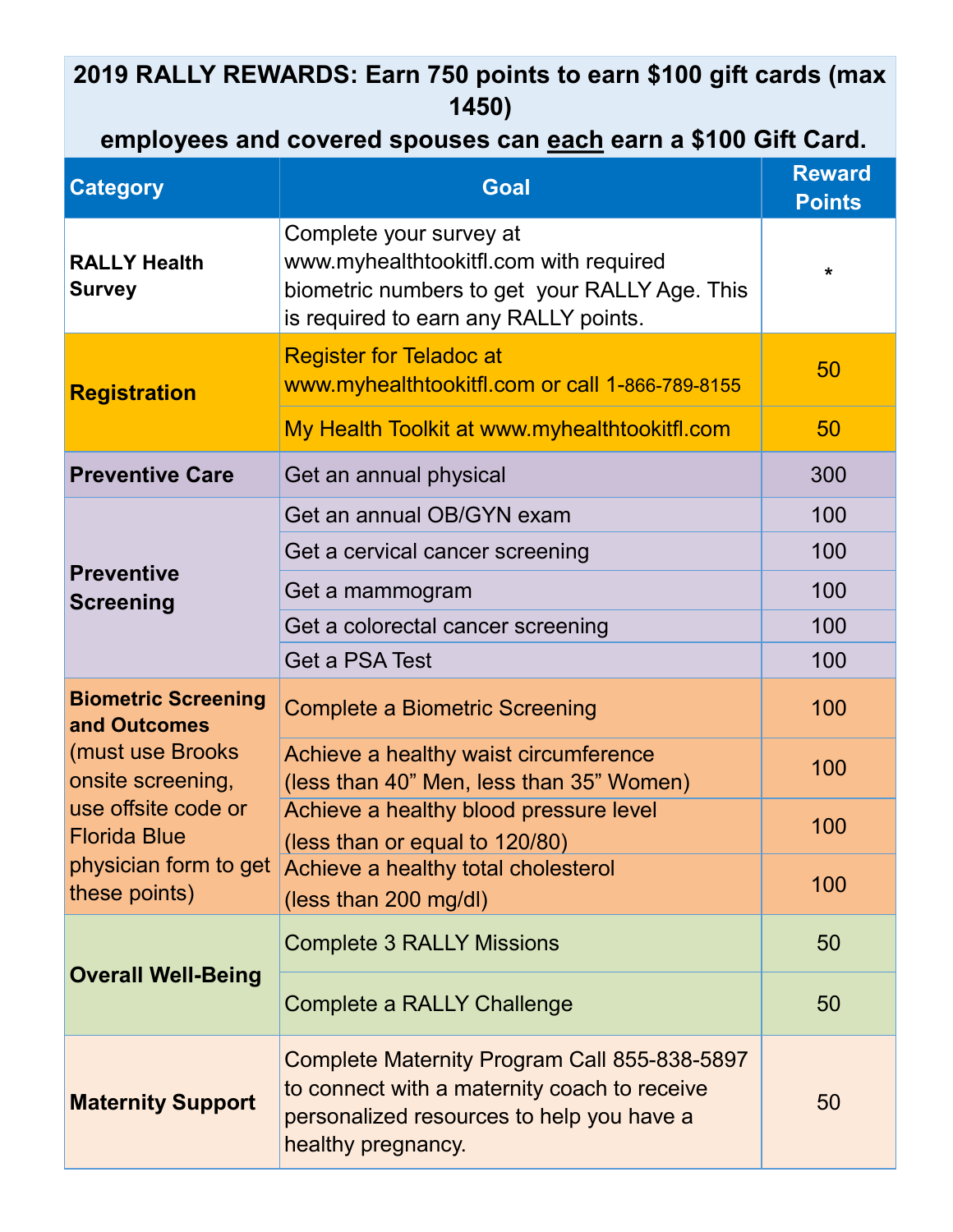**2019 RALLY REWARDS: Earn 750 points to earn $100 gift cards (max 1450)**
**employees and covered spouses can <u>each</u> earn a $100 Gift Card.**

| Category | Goal | Reward Points |
|---|---|---|
| **RALLY Health Survey** | Complete your survey at www.myhealthtookitfl.com with required biometric numbers to get your RALLY Age. This is required to earn any RALLY points. | * |
| **Registration** | Register for Teladoc at www.myhealthtookitfl.com or call 1-866-789-8155 | 50 |
| | My Health Toolkit at www.myhealthtookitfl.com | 50 |
| **Preventive Care** | Get an annual physical | 300 |
| **Preventive Screening** | Get an annual OB/GYN exam | 100 |
| | Get a cervical cancer screening | 100 |
| | Get a mammogram | 100 |
| | Get a colorectal cancer screening | 100 |
| | Get a PSA Test | 100 |
| **Biometric Screening and Outcomes** (must use Brooks onsite screening, use offsite code or Florida Blue physician form to get these points) | Complete a Biometric Screening | 100 |
| | Achieve a healthy waist circumference (less than 40" Men, less than 35" Women) | 100 |
| | Achieve a healthy blood pressure level (less than or equal to 120/80) | 100 |
| | Achieve a healthy total cholesterol (less than 200 mg/dl) | 100 |
| **Overall Well-Being** | Complete 3 RALLY Missions | 50 |
| | Complete a RALLY Challenge | 50 |
| **Maternity Support** | Complete Maternity Program Call 855-838-5897 to connect with a maternity coach to receive personalized resources to help you have a healthy pregnancy. | 50 |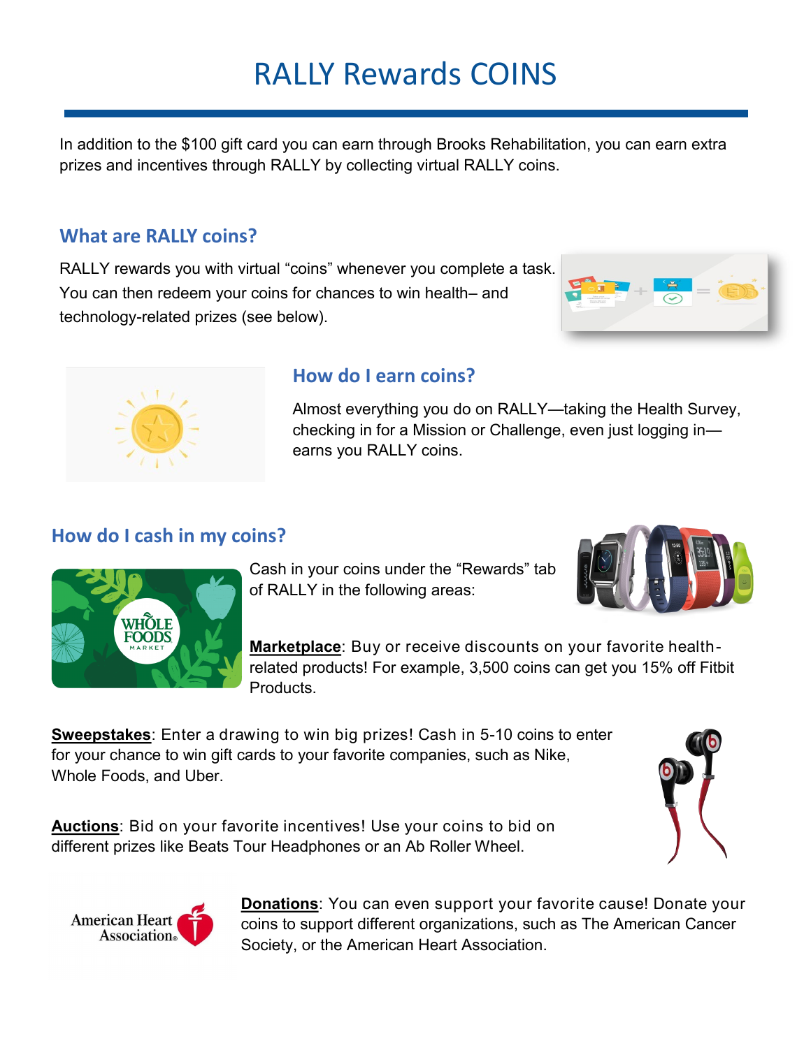# RALLY Rewards COINS

In addition to the $100 gift card you can earn through Brooks Rehabilitation, you can earn extra prizes and incentives through RALLY by collecting virtual RALLY coins.

## What are RALLY coins?

RALLY rewards you with virtual "coins" whenever you complete a task. You can then redeem your coins for chances to win health– and technology-related prizes (see below).

## How do I earn coins?

Almost everything you do on RALLY—taking the Health Survey, checking in for a Mission or Challenge, even just logging in—earns you RALLY coins.

## How do I cash in my coins?

Cash in your coins under the "Rewards" tab of RALLY in the following areas:

**Marketplace**: Buy or receive discounts on your favorite health-related products! For example, 3,500 coins can get you 15% off Fitbit Products.

**Sweepstakes**: Enter a drawing to win big prizes! Cash in 5-10 coins to enter for your chance to win gift cards to your favorite companies, such as Nike, Whole Foods, and Uber.

**Auctions**: Bid on your favorite incentives! Use your coins to bid on different prizes like Beats Tour Headphones or an Ab Roller Wheel.

**Donations**: You can even support your favorite cause! Donate your coins to support different organizations, such as The American Cancer Society, or the American Heart Association.